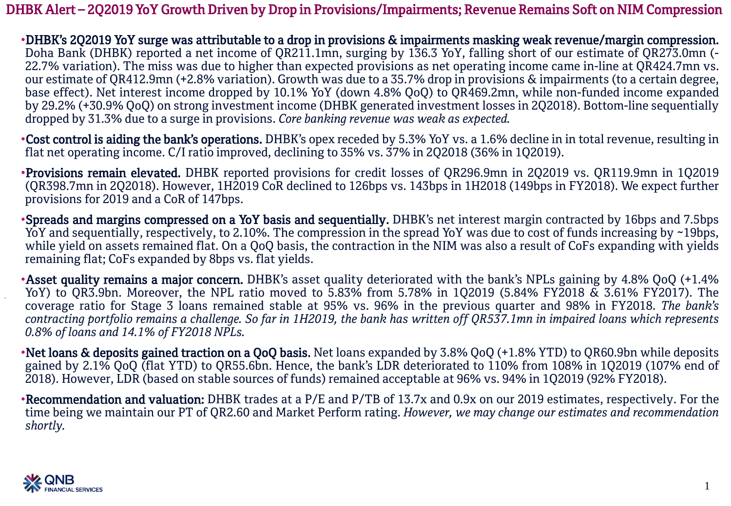# DHBK Alert – 2Q2019 YoY Growth Driven by Drop in Provisions/Impairments; Revenue Remains Soft on NIM Compression

- **DHBK's 2Q2019 YoY surge was attributable to a drop in provisions & impairments masking weak revenue/margin compression.** Doha Bank (DHBK) reported a net income of QR211.1mn, surging by 136.3 YoY, falling short of our estimate of QR273.0mn (-22.7% variation). The miss was due to higher than expected provisions as net operating income came in-line at QR424.7mn vs. our estimate of QR412.9mn (+2.8% variation). Growth was due to a 35.7% drop in provisions & impairments (to a certain degree, base effect). Net interest income dropped by 10.1% YoY (down 4.8% QoQ) to QR469.2mn, while non-funded income expanded by 29.2% (+30.9% QoQ) on strong investment income (DHBK generated investment losses in 2Q2018). Bottom-line sequentially dropped by 31.3% due to a surge in provisions. *Core banking revenue was weak as expected.*

- **Cost control is aiding the bank's operations.** DHBK's opex receded by 5.3% YoY vs. a 1.6% decline in in total revenue, resulting in flat net operating income. C/I ratio improved, declining to 35% vs. 37% in 2Q2018 (36% in 1Q2019).

- **Provisions remain elevated.** DHBK reported provisions for credit losses of QR296.9mn in 2Q2019 vs. QR119.9mn in 1Q2019 (QR398.7mn in 2Q2018). However, 1H2019 CoR declined to 126bps vs. 143bps in 1H2018 (149bps in FY2018). We expect further provisions for 2019 and a CoR of 147bps.

- **Spreads and margins compressed on a YoY basis and sequentially.** DHBK's net interest margin contracted by 16bps and 7.5bps YoY and sequentially, respectively, to 2.10%. The compression in the spread YoY was due to cost of funds increasing by ~19bps, while yield on assets remained flat. On a QoQ basis, the contraction in the NIM was also a result of CoFs expanding with yields remaining flat; CoFs expanded by 8bps vs. flat yields.

- **Asset quality remains a major concern.** DHBK's asset quality deteriorated with the bank's NPLs gaining by 4.8% QoQ (+1.4% YoY) to QR3.9bn. Moreover, the NPL ratio moved to 5.83% from 5.78% in 1Q2019 (5.84% FY2018 & 3.61% FY2017). The coverage ratio for Stage 3 loans remained stable at 95% vs. 96% in the previous quarter and 98% in FY2018. *The bank's contracting portfolio remains a challenge. So far in 1H2019, the bank has written off QR537.1mn in impaired loans which represents 0.8% of loans and 14.1% of FY2018 NPLs.*

- **Net loans & deposits gained traction on a QoQ basis.** Net loans expanded by 3.8% QoQ (+1.8% YTD) to QR60.9bn while deposits gained by 2.1% QoQ (flat YTD) to QR55.6bn. Hence, the bank's LDR deteriorated to 110% from 108% in 1Q2019 (107% end of 2018). However, LDR (based on stable sources of funds) remained acceptable at 96% vs. 94% in 1Q2019 (92% FY2018).

- **Recommendation and valuation:** DHBK trades at a P/E and P/TB of 13.7x and 0.9x on our 2019 estimates, respectively. For the time being we maintain our PT of QR2.60 and Market Perform rating. *However, we may change our estimates and recommendation shortly.*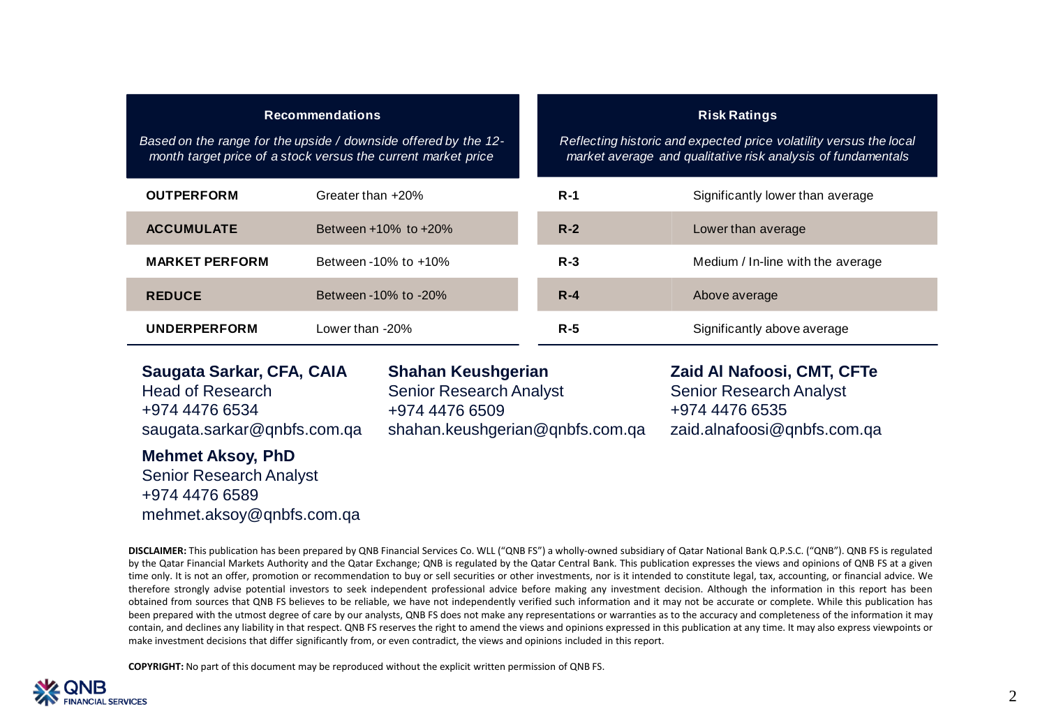| Recommendations | |
|---|---|
| *Based on the range for the upside / downside offered by the 12-month target price of a stock versus the current market price* | |
| **OUTPERFORM** | Greater than +20% |
| **ACCUMULATE** | Between +10% to +20% |
| **MARKET PERFORM** | Between -10% to +10% |
| **REDUCE** | Between -10% to -20% |
| **UNDERPERFORM** | Lower than -20% |

| Risk Ratings | |
|---|---|
| *Reflecting historic and expected price volatility versus the local market average and qualitative risk analysis of fundamentals* | |
| **R-1** | Significantly lower than average |
| **R-2** | Lower than average |
| **R-3** | Medium / In-line with the average |
| **R-4** | Above average |
| **R-5** | Significantly above average |

**Saugata Sarkar, CFA, CAIA**
Head of Research
+974 4476 6534
saugata.sarkar@qnbfs.com.qa

**Shahan Keushgerian**
Senior Research Analyst
+974 4476 6509
shahan.keushgerian@qnbfs.com.qa

**Zaid Al Nafoosi, CMT, CFTe**
Senior Research Analyst
+974 4476 6535
zaid.alnafoosi@qnbfs.com.qa

**Mehmet Aksoy, PhD**
Senior Research Analyst
+974 4476 6589
mehmet.aksoy@qnbfs.com.qa

**DISCLAIMER:** This publication has been prepared by QNB Financial Services Co. WLL ("QNB FS") a wholly-owned subsidiary of Qatar National Bank Q.P.S.C. ("QNB"). QNB FS is regulated by the Qatar Financial Markets Authority and the Qatar Exchange; QNB is regulated by the Qatar Central Bank. This publication expresses the views and opinions of QNB FS at a given time only. It is not an offer, promotion or recommendation to buy or sell securities or other investments, nor is it intended to constitute legal, tax, accounting, or financial advice. We therefore strongly advise potential investors to seek independent professional advice before making any investment decision. Although the information in this report has been obtained from sources that QNB FS believes to be reliable, we have not independently verified such information and it may not be accurate or complete. While this publication has been prepared with the utmost degree of care by our analysts, QNB FS does not make any representations or warranties as to the accuracy and completeness of the information it may contain, and declines any liability in that respect. QNB FS reserves the right to amend the views and opinions expressed in this publication at any time. It may also express viewpoints or make investment decisions that differ significantly from, or even contradict, the views and opinions included in this report.

**COPYRIGHT:** No part of this document may be reproduced without the explicit written permission of QNB FS.